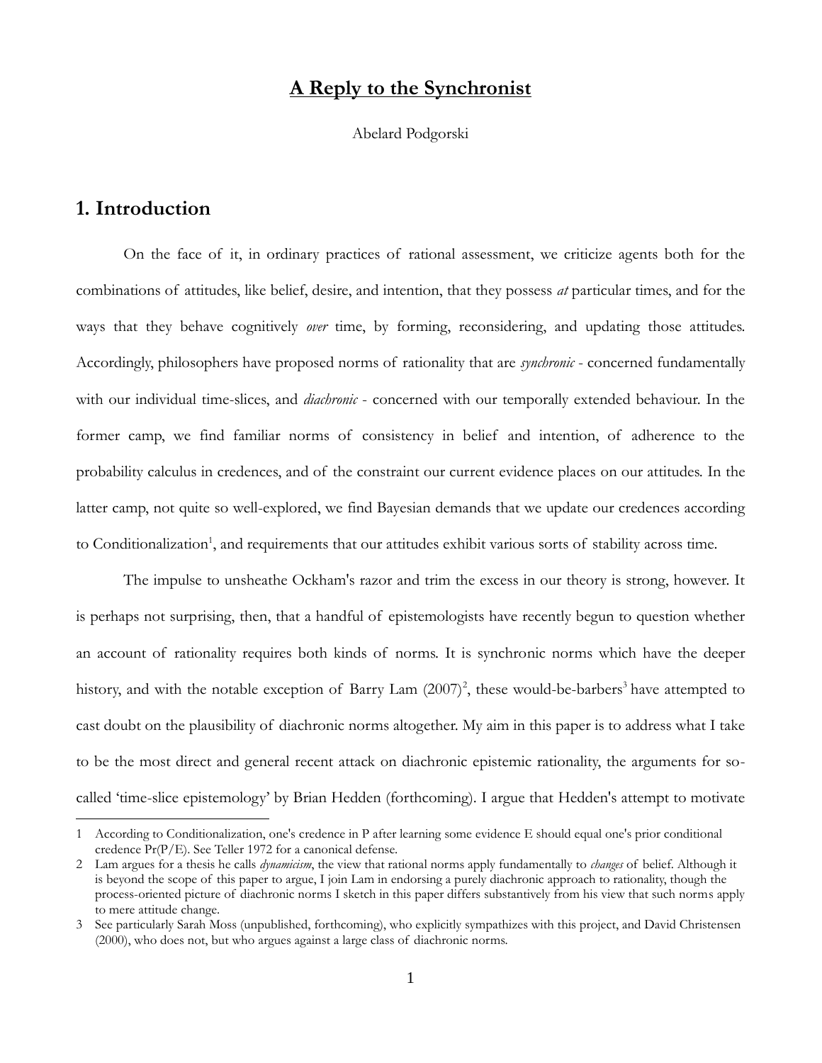# A Reply to the Synchronist

Abelard Podgorski

## 1. Introduction

On the face of it, in ordinary practices of rational assessment, we criticize agents both for the combinations of attitudes, like belief, desire, and intention, that they possess *at* particular times, and for the ways that they behave cognitively *over* time, by forming, reconsidering, and updating those attitudes. Accordingly, philosophers have proposed norms of rationality that are *synchronic* - concerned fundamentally with our individual time-slices, and *diachronic* - concerned with our temporally extended behaviour. In the former camp, we find familiar norms of consistency in belief and intention, of adherence to the probability calculus in credences, and of the constraint our current evidence places on our attitudes. In the latter camp, not quite so well-explored, we find Bayesian demands that we update our credences according to Conditionalization[1], and requirements that our attitudes exhibit various sorts of stability across time.

The impulse to unsheathe Ockham's razor and trim the excess in our theory is strong, however. It is perhaps not surprising, then, that a handful of epistemologists have recently begun to question whether an account of rationality requires both kinds of norms. It is synchronic norms which have the deeper history, and with the notable exception of Barry Lam (2007)[2], these would-be-barbers[3] have attempted to cast doubt on the plausibility of diachronic norms altogether. My aim in this paper is to address what I take to be the most direct and general recent attack on diachronic epistemic rationality, the arguments for so-called 'time-slice epistemology' by Brian Hedden (forthcoming). I argue that Hedden's attempt to motivate

---

1 According to Conditionalization, one's credence in P after learning some evidence E should equal one's prior conditional credence Pr(P/E). See Teller 1972 for a canonical defense.

2 Lam argues for a thesis he calls *dynamicism*, the view that rational norms apply fundamentally to *changes* of belief. Although it is beyond the scope of this paper to argue, I join Lam in endorsing a purely diachronic approach to rationality, though the process-oriented picture of diachronic norms I sketch in this paper differs substantively from his view that such norms apply to mere attitude change.

3 See particularly Sarah Moss (unpublished, forthcoming), who explicitly sympathizes with this project, and David Christensen (2000), who does not, but who argues against a large class of diachronic norms.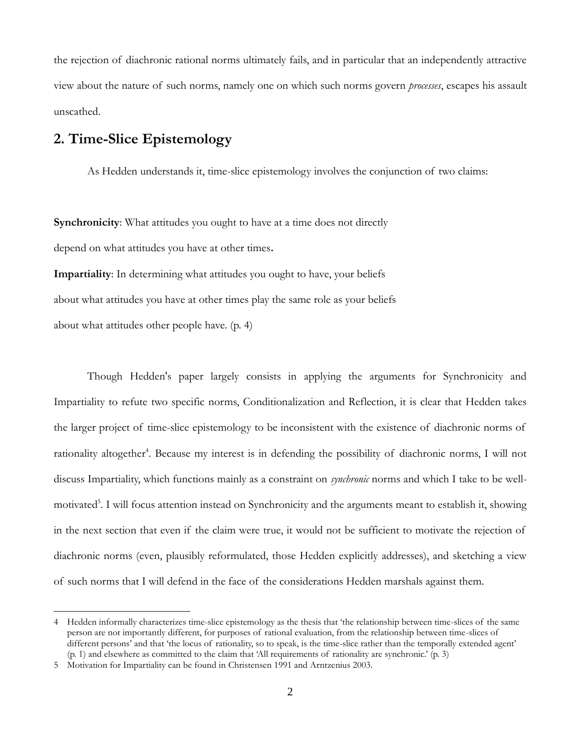the rejection of diachronic rational norms ultimately fails, and in particular that an independently attractive view about the nature of such norms, namely one on which such norms govern *processes*, escapes his assault unscathed.

## 2. Time-Slice Epistemology

As Hedden understands it, time-slice epistemology involves the conjunction of two claims:

**Synchronicity**: What attitudes you ought to have at a time does not directly depend on what attitudes you have at other times**.**

**Impartiality**: In determining what attitudes you ought to have, your beliefs about what attitudes you have at other times play the same role as your beliefs about what attitudes other people have. (p. 4)

Though Hedden's paper largely consists in applying the arguments for Synchronicity and Impartiality to refute two specific norms, Conditionalization and Reflection, it is clear that Hedden takes the larger project of time-slice epistemology to be inconsistent with the existence of diachronic norms of rationality altogether[4]. Because my interest is in defending the possibility of diachronic norms, I will not discuss Impartiality, which functions mainly as a constraint on *synchronic* norms and which I take to be well-motivated[5]. I will focus attention instead on Synchronicity and the arguments meant to establish it, showing in the next section that even if the claim were true, it would not be sufficient to motivate the rejection of diachronic norms (even, plausibly reformulated, those Hedden explicitly addresses), and sketching a view of such norms that I will defend in the face of the considerations Hedden marshals against them.

---

4 Hedden informally characterizes time-slice epistemology as the thesis that 'the relationship between time-slices of the same person are not importantly different, for purposes of rational evaluation, from the relationship between time-slices of different persons' and that 'the locus of rationality, so to speak, is the time-slice rather than the temporally extended agent' (p. 1) and elsewhere as committed to the claim that 'All requirements of rationality are synchronic.' (p. 3)

5 Motivation for Impartiality can be found in Christensen 1991 and Arntzenius 2003.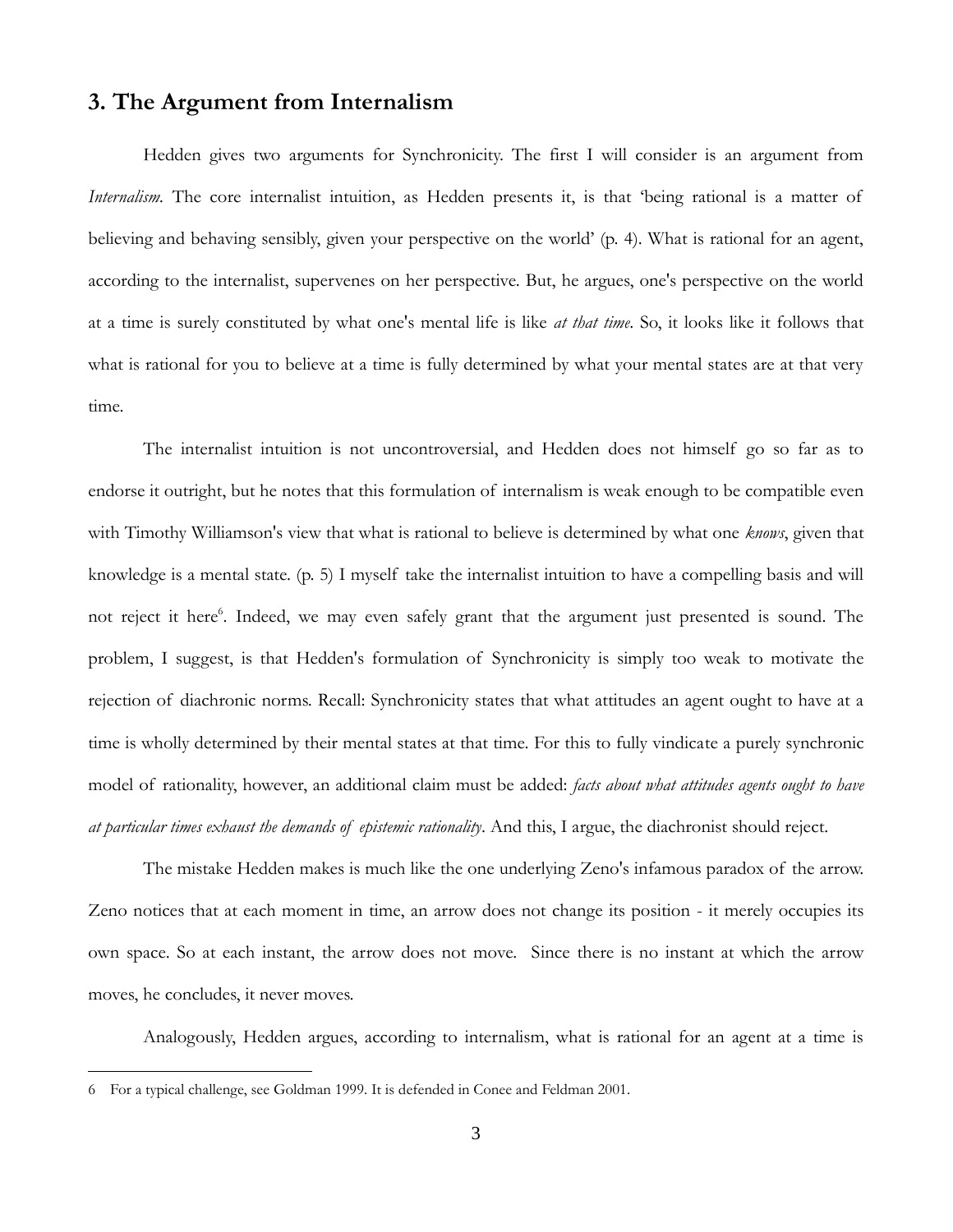## 3. The Argument from Internalism

Hedden gives two arguments for Synchronicity. The first I will consider is an argument from *Internalism*. The core internalist intuition, as Hedden presents it, is that 'being rational is a matter of believing and behaving sensibly, given your perspective on the world' (p. 4). What is rational for an agent, according to the internalist, supervenes on her perspective. But, he argues, one's perspective on the world at a time is surely constituted by what one's mental life is like *at that time*. So, it looks like it follows that what is rational for you to believe at a time is fully determined by what your mental states are at that very time.

The internalist intuition is not uncontroversial, and Hedden does not himself go so far as to endorse it outright, but he notes that this formulation of internalism is weak enough to be compatible even with Timothy Williamson's view that what is rational to believe is determined by what one *knows*, given that knowledge is a mental state. (p. 5) I myself take the internalist intuition to have a compelling basis and will not reject it here[6]. Indeed, we may even safely grant that the argument just presented is sound. The problem, I suggest, is that Hedden's formulation of Synchronicity is simply too weak to motivate the rejection of diachronic norms. Recall: Synchronicity states that what attitudes an agent ought to have at a time is wholly determined by their mental states at that time. For this to fully vindicate a purely synchronic model of rationality, however, an additional claim must be added: *facts about what attitudes agents ought to have at particular times exhaust the demands of epistemic rationality*. And this, I argue, the diachronist should reject.

The mistake Hedden makes is much like the one underlying Zeno's infamous paradox of the arrow. Zeno notices that at each moment in time, an arrow does not change its position - it merely occupies its own space. So at each instant, the arrow does not move. Since there is no instant at which the arrow moves, he concludes, it never moves.

Analogously, Hedden argues, according to internalism, what is rational for an agent at a time is

---

6 For a typical challenge, see Goldman 1999. It is defended in Conee and Feldman 2001.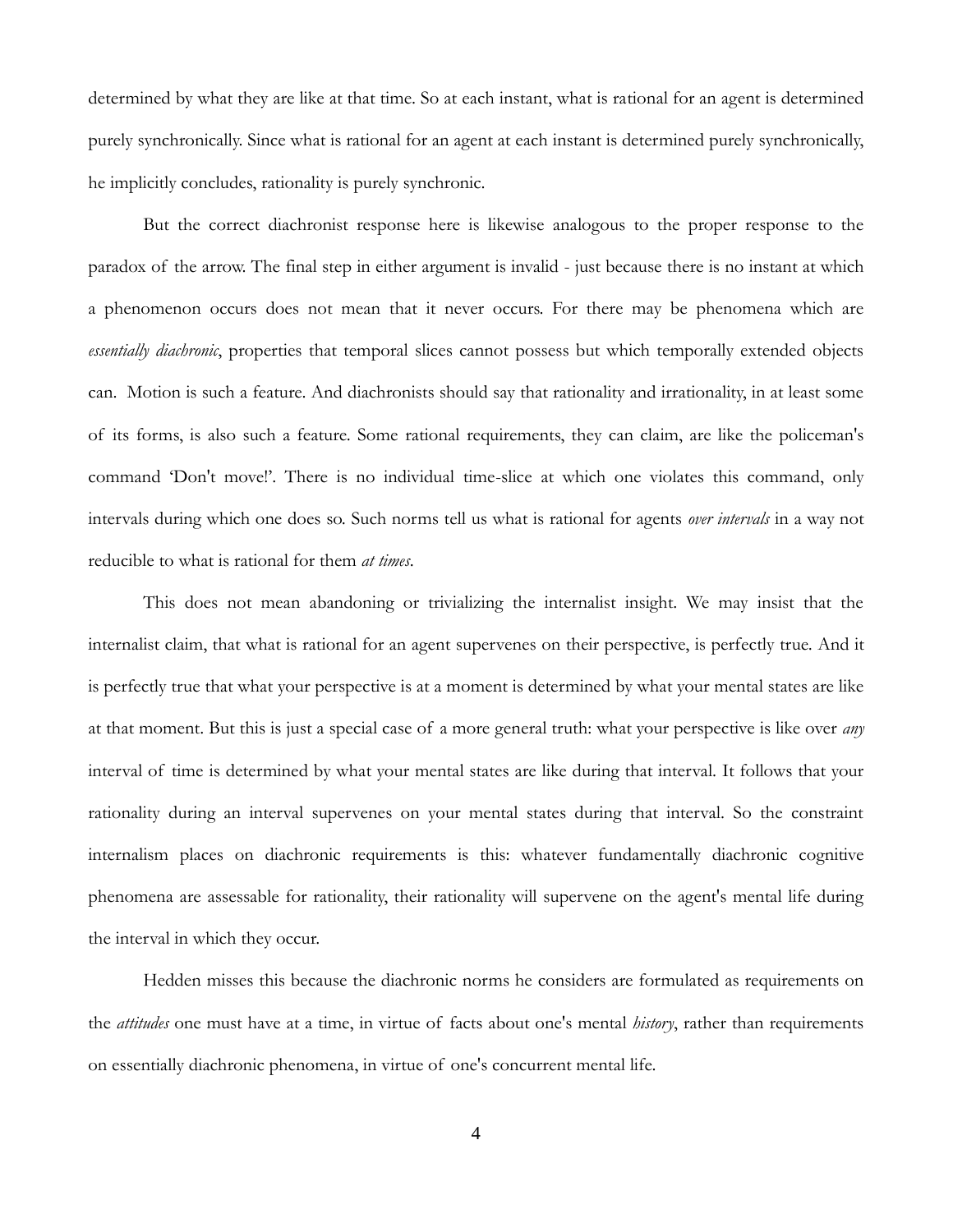determined by what they are like at that time. So at each instant, what is rational for an agent is determined purely synchronically. Since what is rational for an agent at each instant is determined purely synchronically, he implicitly concludes, rationality is purely synchronic.

But the correct diachronist response here is likewise analogous to the proper response to the paradox of the arrow. The final step in either argument is invalid - just because there is no instant at which a phenomenon occurs does not mean that it never occurs. For there may be phenomena which are *essentially diachronic*, properties that temporal slices cannot possess but which temporally extended objects can. Motion is such a feature. And diachronists should say that rationality and irrationality, in at least some of its forms, is also such a feature. Some rational requirements, they can claim, are like the policeman's command 'Don't move!'. There is no individual time-slice at which one violates this command, only intervals during which one does so. Such norms tell us what is rational for agents *over intervals* in a way not reducible to what is rational for them *at times*.

This does not mean abandoning or trivializing the internalist insight. We may insist that the internalist claim, that what is rational for an agent supervenes on their perspective, is perfectly true. And it is perfectly true that what your perspective is at a moment is determined by what your mental states are like at that moment. But this is just a special case of a more general truth: what your perspective is like over *any* interval of time is determined by what your mental states are like during that interval. It follows that your rationality during an interval supervenes on your mental states during that interval. So the constraint internalism places on diachronic requirements is this: whatever fundamentally diachronic cognitive phenomena are assessable for rationality, their rationality will supervene on the agent's mental life during the interval in which they occur.

Hedden misses this because the diachronic norms he considers are formulated as requirements on the *attitudes* one must have at a time, in virtue of facts about one's mental *history*, rather than requirements on essentially diachronic phenomena, in virtue of one's concurrent mental life.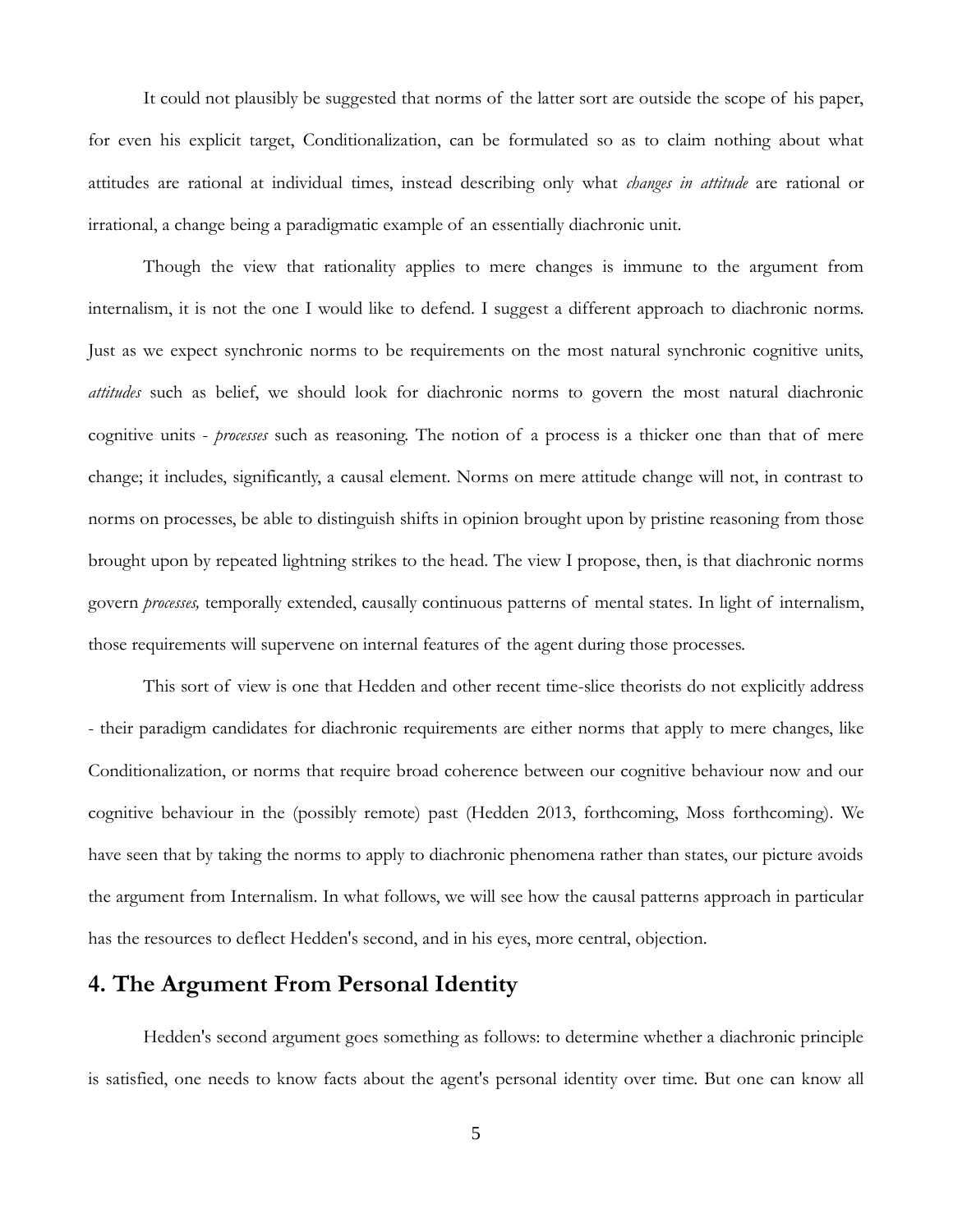It could not plausibly be suggested that norms of the latter sort are outside the scope of his paper, for even his explicit target, Conditionalization, can be formulated so as to claim nothing about what attitudes are rational at individual times, instead describing only what *changes in attitude* are rational or irrational, a change being a paradigmatic example of an essentially diachronic unit.

Though the view that rationality applies to mere changes is immune to the argument from internalism, it is not the one I would like to defend. I suggest a different approach to diachronic norms. Just as we expect synchronic norms to be requirements on the most natural synchronic cognitive units, *attitudes* such as belief, we should look for diachronic norms to govern the most natural diachronic cognitive units - *processes* such as reasoning. The notion of a process is a thicker one than that of mere change; it includes, significantly, a causal element. Norms on mere attitude change will not, in contrast to norms on processes, be able to distinguish shifts in opinion brought upon by pristine reasoning from those brought upon by repeated lightning strikes to the head. The view I propose, then, is that diachronic norms govern *processes,* temporally extended, causally continuous patterns of mental states. In light of internalism, those requirements will supervene on internal features of the agent during those processes.

This sort of view is one that Hedden and other recent time-slice theorists do not explicitly address - their paradigm candidates for diachronic requirements are either norms that apply to mere changes, like Conditionalization, or norms that require broad coherence between our cognitive behaviour now and our cognitive behaviour in the (possibly remote) past (Hedden 2013, forthcoming, Moss forthcoming). We have seen that by taking the norms to apply to diachronic phenomena rather than states, our picture avoids the argument from Internalism. In what follows, we will see how the causal patterns approach in particular has the resources to deflect Hedden's second, and in his eyes, more central, objection.

## 4. The Argument From Personal Identity

Hedden's second argument goes something as follows: to determine whether a diachronic principle is satisfied, one needs to know facts about the agent's personal identity over time. But one can know all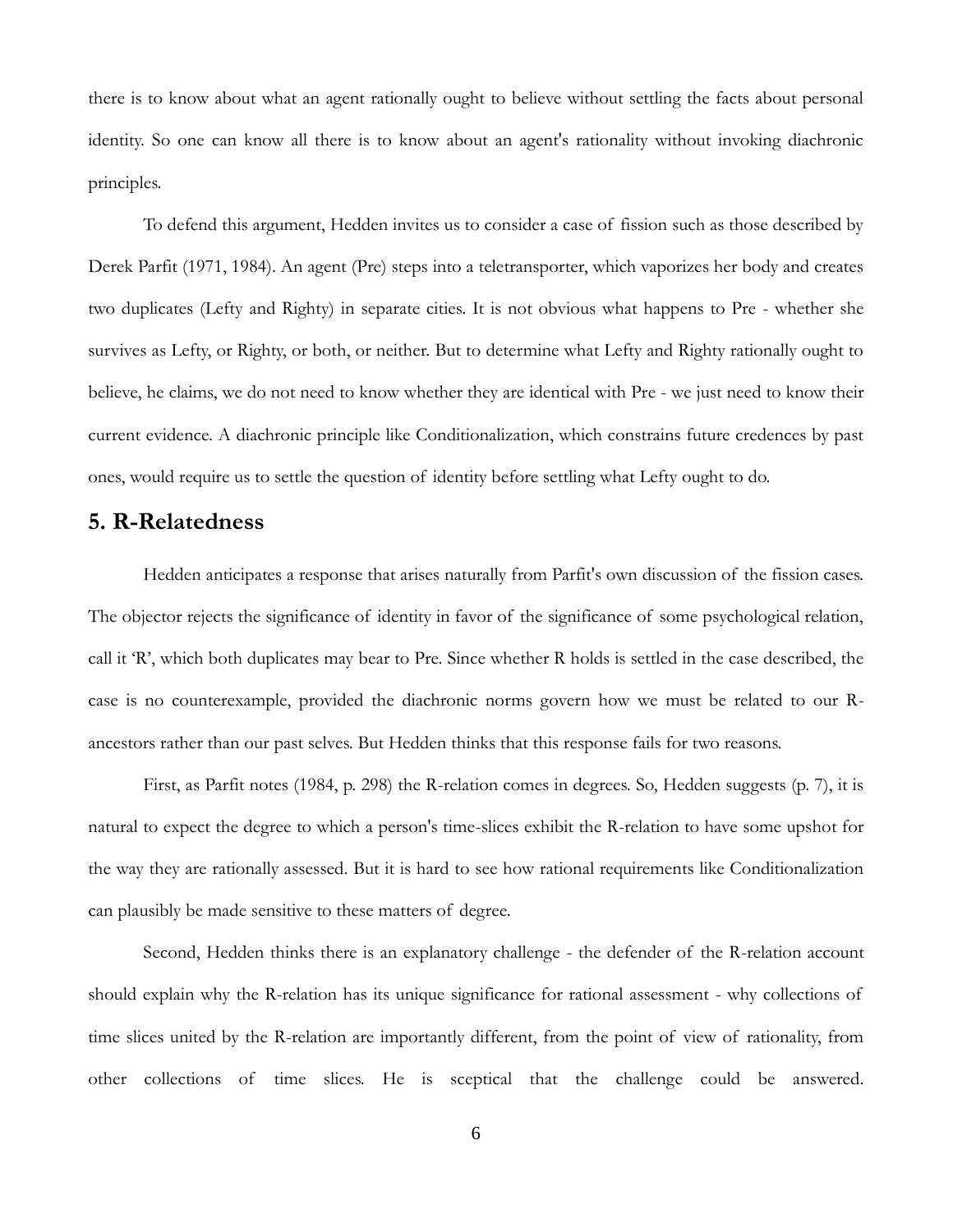there is to know about what an agent rationally ought to believe without settling the facts about personal identity. So one can know all there is to know about an agent's rationality without invoking diachronic principles.

To defend this argument, Hedden invites us to consider a case of fission such as those described by Derek Parfit (1971, 1984). An agent (Pre) steps into a teletransporter, which vaporizes her body and creates two duplicates (Lefty and Righty) in separate cities. It is not obvious what happens to Pre - whether she survives as Lefty, or Righty, or both, or neither. But to determine what Lefty and Righty rationally ought to believe, he claims, we do not need to know whether they are identical with Pre - we just need to know their current evidence. A diachronic principle like Conditionalization, which constrains future credences by past ones, would require us to settle the question of identity before settling what Lefty ought to do.

## 5. R-Relatedness

Hedden anticipates a response that arises naturally from Parfit's own discussion of the fission cases. The objector rejects the significance of identity in favor of the significance of some psychological relation, call it 'R', which both duplicates may bear to Pre. Since whether R holds is settled in the case described, the case is no counterexample, provided the diachronic norms govern how we must be related to our R-ancestors rather than our past selves. But Hedden thinks that this response fails for two reasons.

First, as Parfit notes (1984, p. 298) the R-relation comes in degrees. So, Hedden suggests (p. 7), it is natural to expect the degree to which a person's time-slices exhibit the R-relation to have some upshot for the way they are rationally assessed. But it is hard to see how rational requirements like Conditionalization can plausibly be made sensitive to these matters of degree.

Second, Hedden thinks there is an explanatory challenge - the defender of the R-relation account should explain why the R-relation has its unique significance for rational assessment - why collections of time slices united by the R-relation are importantly different, from the point of view of rationality, from other collections of time slices. He is sceptical that the challenge could be answered.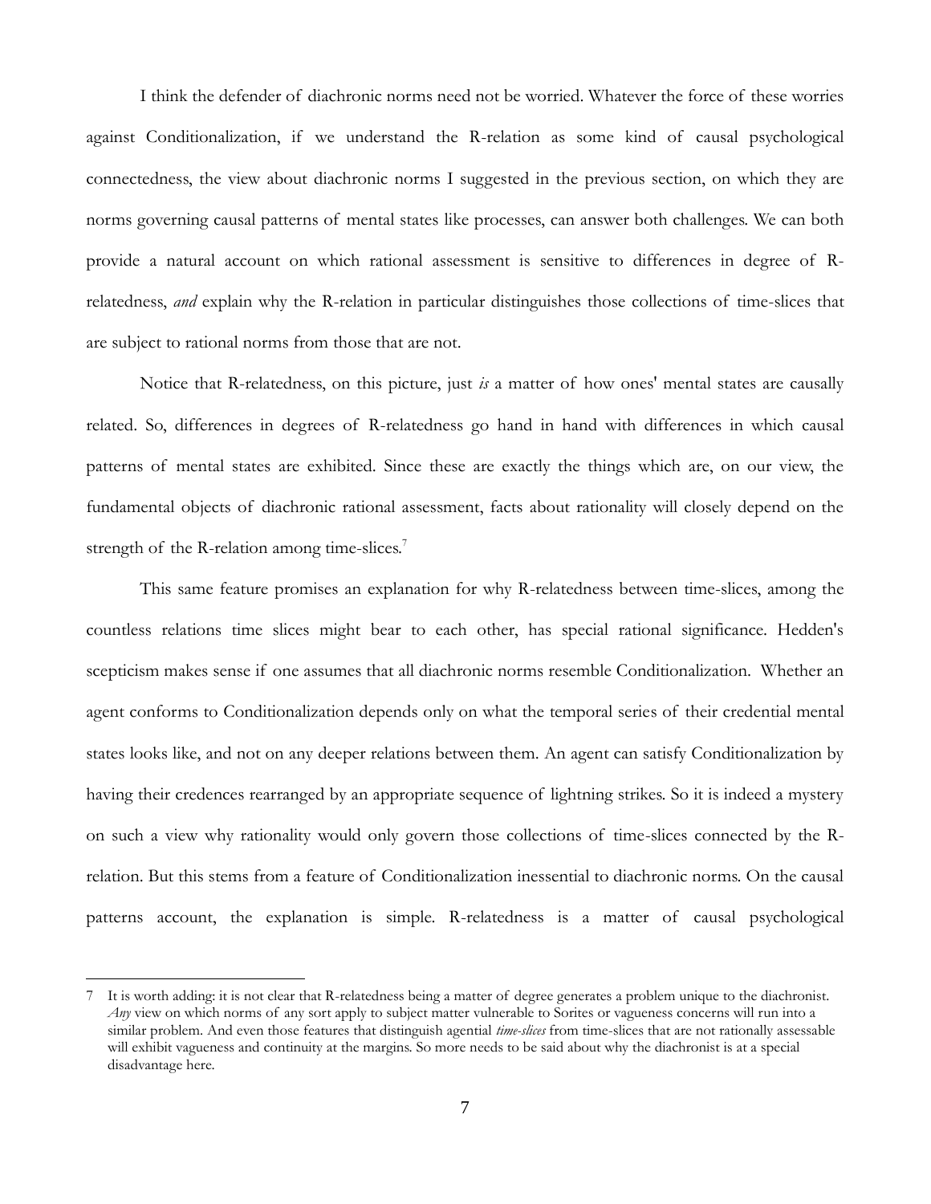I think the defender of diachronic norms need not be worried. Whatever the force of these worries against Conditionalization, if we understand the R-relation as some kind of causal psychological connectedness, the view about diachronic norms I suggested in the previous section, on which they are norms governing causal patterns of mental states like processes, can answer both challenges. We can both provide a natural account on which rational assessment is sensitive to differences in degree of R-relatedness, *and* explain why the R-relation in particular distinguishes those collections of time-slices that are subject to rational norms from those that are not.

Notice that R-relatedness, on this picture, just *is* a matter of how ones' mental states are causally related. So, differences in degrees of R-relatedness go hand in hand with differences in which causal patterns of mental states are exhibited. Since these are exactly the things which are, on our view, the fundamental objects of diachronic rational assessment, facts about rationality will closely depend on the strength of the R-relation among time-slices.[7]

This same feature promises an explanation for why R-relatedness between time-slices, among the countless relations time slices might bear to each other, has special rational significance. Hedden's scepticism makes sense if one assumes that all diachronic norms resemble Conditionalization. Whether an agent conforms to Conditionalization depends only on what the temporal series of their credential mental states looks like, and not on any deeper relations between them. An agent can satisfy Conditionalization by having their credences rearranged by an appropriate sequence of lightning strikes. So it is indeed a mystery on such a view why rationality would only govern those collections of time-slices connected by the R-relation. But this stems from a feature of Conditionalization inessential to diachronic norms. On the causal patterns account, the explanation is simple. R-relatedness is a matter of causal psychological

---

7 It is worth adding: it is not clear that R-relatedness being a matter of degree generates a problem unique to the diachronist. *Any* view on which norms of any sort apply to subject matter vulnerable to Sorites or vagueness concerns will run into a similar problem. And even those features that distinguish agential *time-slices* from time-slices that are not rationally assessable will exhibit vagueness and continuity at the margins. So more needs to be said about why the diachronist is at a special disadvantage here.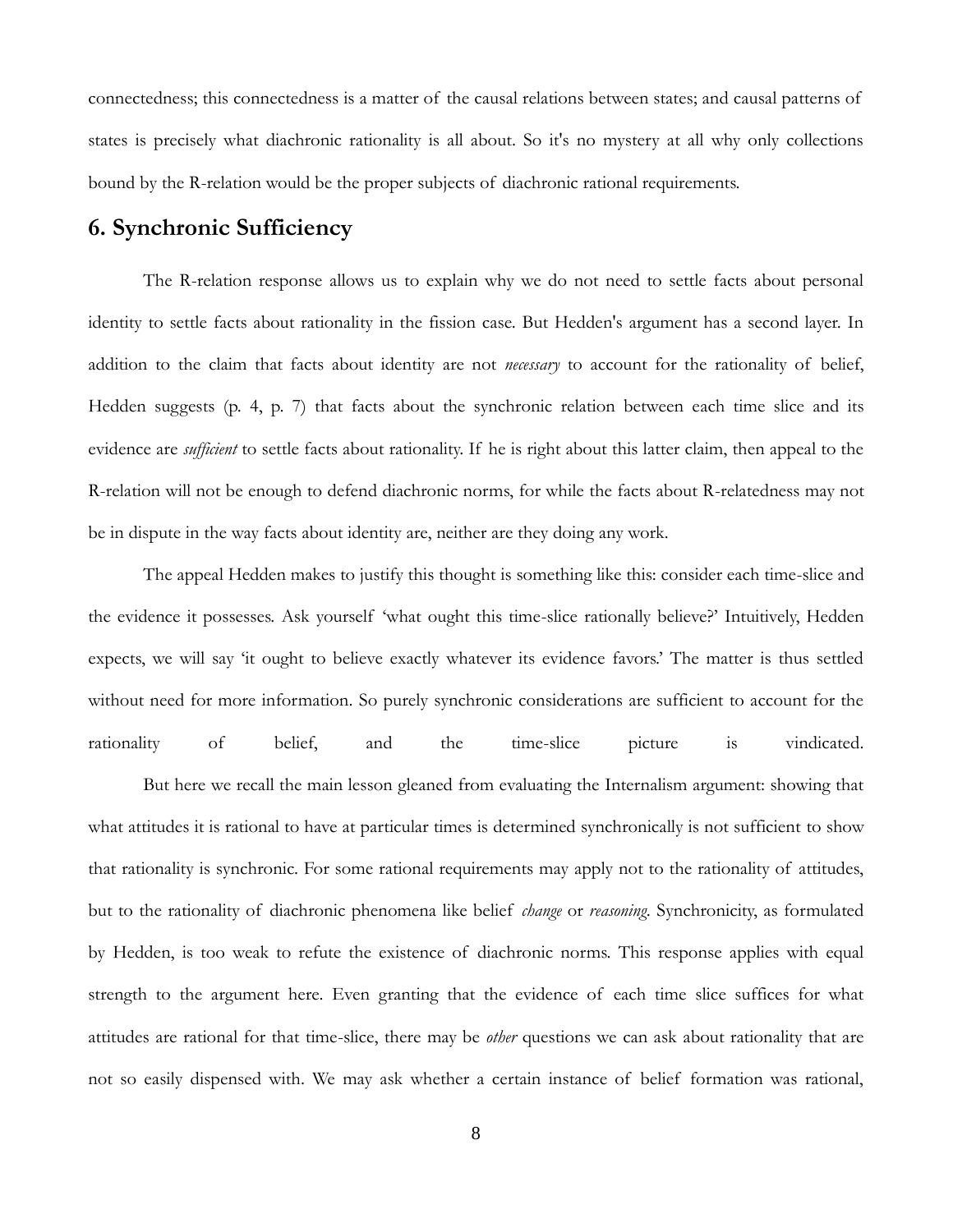connectedness; this connectedness is a matter of the causal relations between states; and causal patterns of states is precisely what diachronic rationality is all about. So it's no mystery at all why only collections bound by the R-relation would be the proper subjects of diachronic rational requirements.

## 6. Synchronic Sufficiency

The R-relation response allows us to explain why we do not need to settle facts about personal identity to settle facts about rationality in the fission case. But Hedden's argument has a second layer. In addition to the claim that facts about identity are not *necessary* to account for the rationality of belief, Hedden suggests (p. 4, p. 7) that facts about the synchronic relation between each time slice and its evidence are *sufficient* to settle facts about rationality. If he is right about this latter claim, then appeal to the R-relation will not be enough to defend diachronic norms, for while the facts about R-relatedness may not be in dispute in the way facts about identity are, neither are they doing any work.

The appeal Hedden makes to justify this thought is something like this: consider each time-slice and the evidence it possesses. Ask yourself 'what ought this time-slice rationally believe?' Intuitively, Hedden expects, we will say 'it ought to believe exactly whatever its evidence favors.' The matter is thus settled without need for more information. So purely synchronic considerations are sufficient to account for the rationality of belief, and the time-slice picture is vindicated.

But here we recall the main lesson gleaned from evaluating the Internalism argument: showing that what attitudes it is rational to have at particular times is determined synchronically is not sufficient to show that rationality is synchronic. For some rational requirements may apply not to the rationality of attitudes, but to the rationality of diachronic phenomena like belief *change* or *reasoning*. Synchronicity, as formulated by Hedden, is too weak to refute the existence of diachronic norms. This response applies with equal strength to the argument here. Even granting that the evidence of each time slice suffices for what attitudes are rational for that time-slice, there may be *other* questions we can ask about rationality that are not so easily dispensed with. We may ask whether a certain instance of belief formation was rational,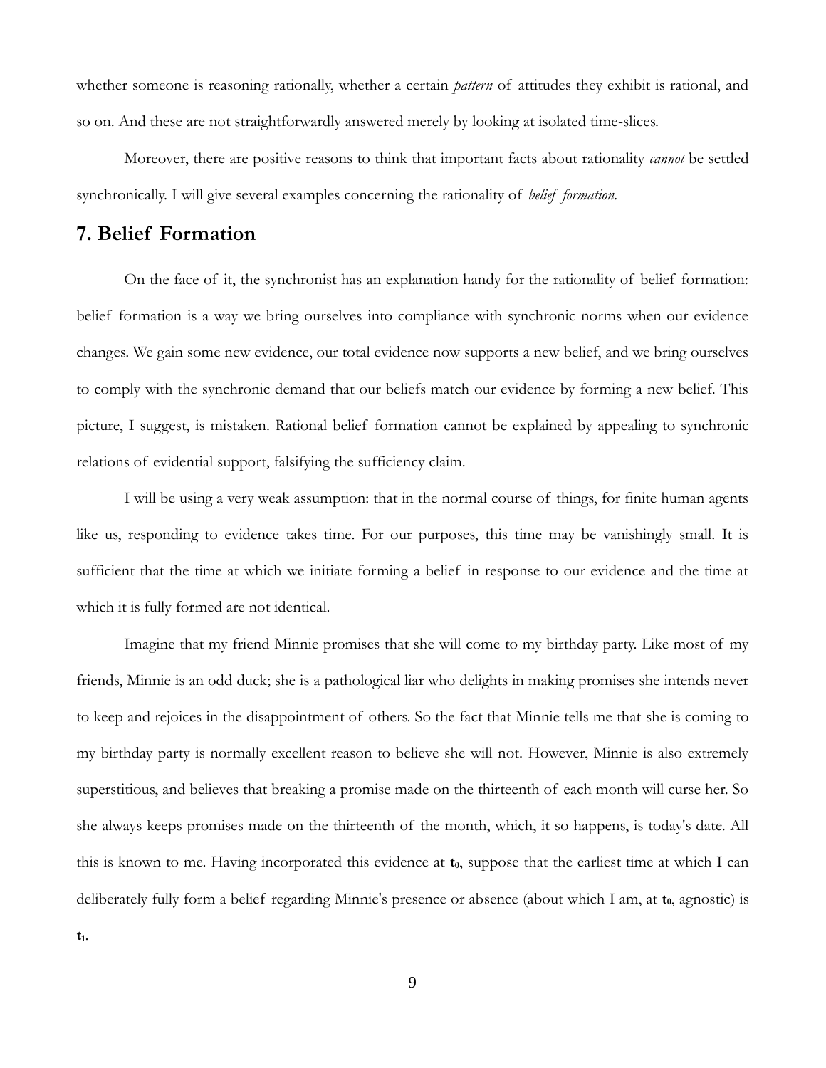whether someone is reasoning rationally, whether a certain *pattern* of attitudes they exhibit is rational, and so on. And these are not straightforwardly answered merely by looking at isolated time-slices.

Moreover, there are positive reasons to think that important facts about rationality *cannot* be settled synchronically. I will give several examples concerning the rationality of *belief formation.*

## 7. Belief Formation

On the face of it, the synchronist has an explanation handy for the rationality of belief formation: belief formation is a way we bring ourselves into compliance with synchronic norms when our evidence changes. We gain some new evidence, our total evidence now supports a new belief, and we bring ourselves to comply with the synchronic demand that our beliefs match our evidence by forming a new belief. This picture, I suggest, is mistaken. Rational belief formation cannot be explained by appealing to synchronic relations of evidential support, falsifying the sufficiency claim.

I will be using a very weak assumption: that in the normal course of things, for finite human agents like us, responding to evidence takes time. For our purposes, this time may be vanishingly small. It is sufficient that the time at which we initiate forming a belief in response to our evidence and the time at which it is fully formed are not identical.

Imagine that my friend Minnie promises that she will come to my birthday party. Like most of my friends, Minnie is an odd duck; she is a pathological liar who delights in making promises she intends never to keep and rejoices in the disappointment of others. So the fact that Minnie tells me that she is coming to my birthday party is normally excellent reason to believe she will not. However, Minnie is also extremely superstitious, and believes that breaking a promise made on the thirteenth of each month will curse her. So she always keeps promises made on the thirteenth of the month, which, it so happens, is today's date. All this is known to me. Having incorporated this evidence at $\mathbf{t_0}$, suppose that the earliest time at which I can deliberately fully form a belief regarding Minnie's presence or absence (about which I am, at $\mathbf{t_0}$, agnostic) is $\mathbf{t_1}$.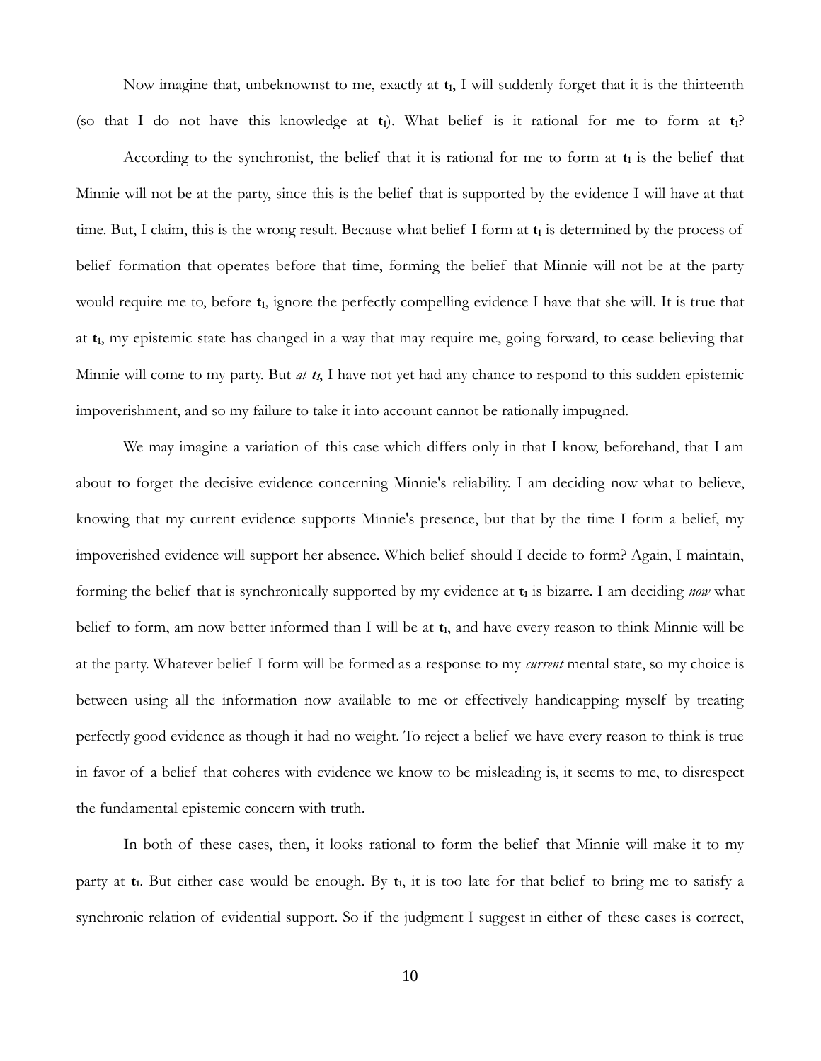Now imagine that, unbeknownst to me, exactly at $\mathbf{t_1}$, I will suddenly forget that it is the thirteenth (so that I do not have this knowledge at $\mathbf{t_1}$). What belief is it rational for me to form at $\mathbf{t_1}$?

According to the synchronist, the belief that it is rational for me to form at $\mathbf{t_1}$ is the belief that Minnie will not be at the party, since this is the belief that is supported by the evidence I will have at that time. But, I claim, this is the wrong result. Because what belief I form at $\mathbf{t_1}$ is determined by the process of belief formation that operates before that time, forming the belief that Minnie will not be at the party would require me to, before $\mathbf{t_1}$, ignore the perfectly compelling evidence I have that she will. It is true that at $\mathbf{t_1}$, my epistemic state has changed in a way that may require me, going forward, to cease believing that Minnie will come to my party. But *at* $\boldsymbol{t_1}$, I have not yet had any chance to respond to this sudden epistemic impoverishment, and so my failure to take it into account cannot be rationally impugned.

We may imagine a variation of this case which differs only in that I know, beforehand, that I am about to forget the decisive evidence concerning Minnie's reliability. I am deciding now what to believe, knowing that my current evidence supports Minnie's presence, but that by the time I form a belief, my impoverished evidence will support her absence. Which belief should I decide to form? Again, I maintain, forming the belief that is synchronically supported by my evidence at $\mathbf{t_1}$ is bizarre. I am deciding *now* what belief to form, am now better informed than I will be at $\mathbf{t_1}$, and have every reason to think Minnie will be at the party. Whatever belief I form will be formed as a response to my *current* mental state, so my choice is between using all the information now available to me or effectively handicapping myself by treating perfectly good evidence as though it had no weight. To reject a belief we have every reason to think is true in favor of a belief that coheres with evidence we know to be misleading is, it seems to me, to disrespect the fundamental epistemic concern with truth.

In both of these cases, then, it looks rational to form the belief that Minnie will make it to my party at $\mathbf{t_1}$. But either case would be enough. By $\mathbf{t_1}$, it is too late for that belief to bring me to satisfy a synchronic relation of evidential support. So if the judgment I suggest in either of these cases is correct,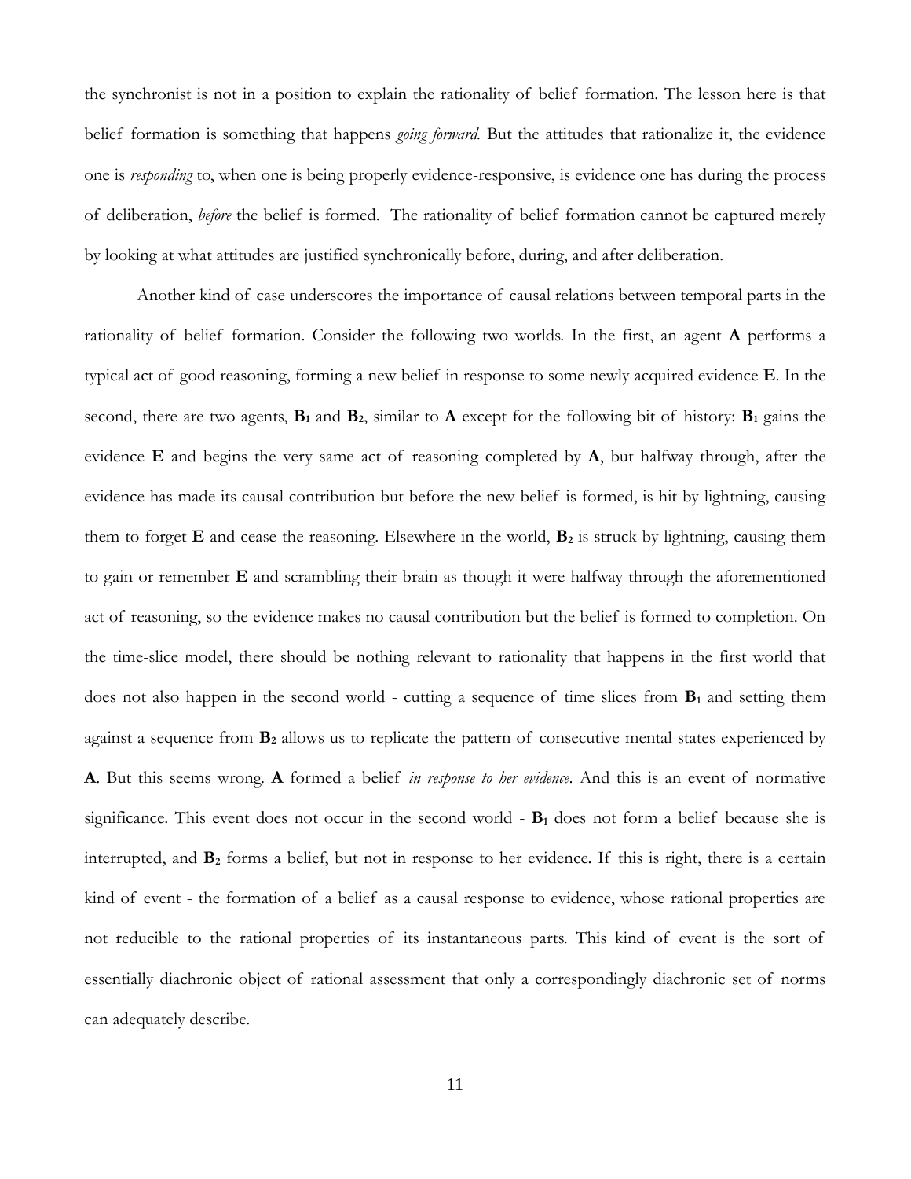the synchronist is not in a position to explain the rationality of belief formation. The lesson here is that belief formation is something that happens *going forward*. But the attitudes that rationalize it, the evidence one is *responding* to, when one is being properly evidence-responsive, is evidence one has during the process of deliberation, *before* the belief is formed. The rationality of belief formation cannot be captured merely by looking at what attitudes are justified synchronically before, during, and after deliberation.

Another kind of case underscores the importance of causal relations between temporal parts in the rationality of belief formation. Consider the following two worlds. In the first, an agent **A** performs a typical act of good reasoning, forming a new belief in response to some newly acquired evidence **E**. In the second, there are two agents, $\mathbf{B_1}$ and $\mathbf{B_2}$, similar to **A** except for the following bit of history: $\mathbf{B_1}$ gains the evidence **E** and begins the very same act of reasoning completed by **A**, but halfway through, after the evidence has made its causal contribution but before the new belief is formed, is hit by lightning, causing them to forget **E** and cease the reasoning. Elsewhere in the world, $\mathbf{B_2}$ is struck by lightning, causing them to gain or remember **E** and scrambling their brain as though it were halfway through the aforementioned act of reasoning, so the evidence makes no causal contribution but the belief is formed to completion. On the time-slice model, there should be nothing relevant to rationality that happens in the first world that does not also happen in the second world - cutting a sequence of time slices from $\mathbf{B_1}$ and setting them against a sequence from $\mathbf{B_2}$ allows us to replicate the pattern of consecutive mental states experienced by **A**. But this seems wrong. **A** formed a belief *in response to her evidence*. And this is an event of normative significance. This event does not occur in the second world - $\mathbf{B_1}$ does not form a belief because she is interrupted, and $\mathbf{B_2}$ forms a belief, but not in response to her evidence. If this is right, there is a certain kind of event - the formation of a belief as a causal response to evidence, whose rational properties are not reducible to the rational properties of its instantaneous parts. This kind of event is the sort of essentially diachronic object of rational assessment that only a correspondingly diachronic set of norms can adequately describe.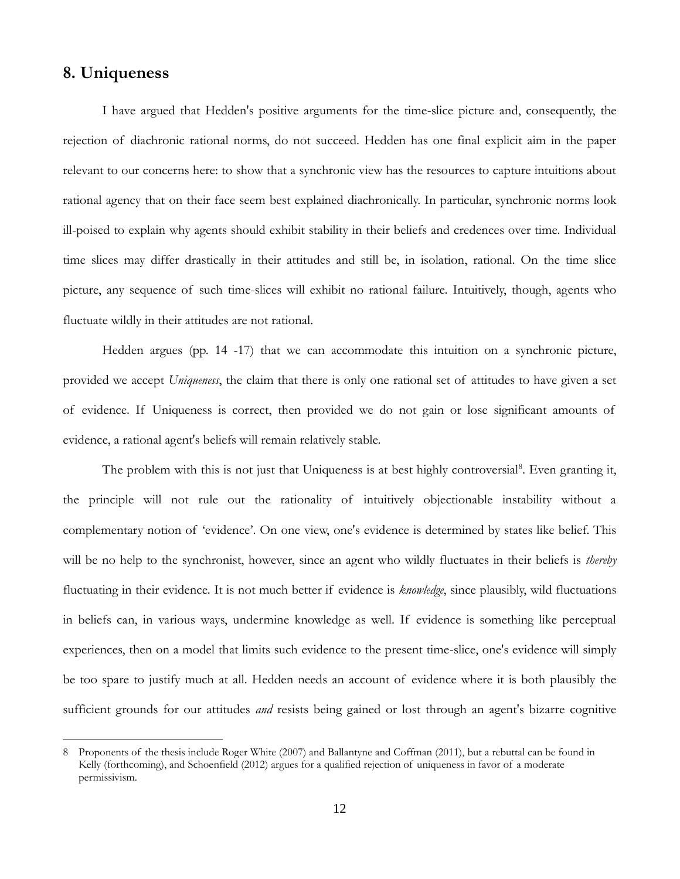## 8. Uniqueness

I have argued that Hedden's positive arguments for the time-slice picture and, consequently, the rejection of diachronic rational norms, do not succeed. Hedden has one final explicit aim in the paper relevant to our concerns here: to show that a synchronic view has the resources to capture intuitions about rational agency that on their face seem best explained diachronically. In particular, synchronic norms look ill-poised to explain why agents should exhibit stability in their beliefs and credences over time. Individual time slices may differ drastically in their attitudes and still be, in isolation, rational. On the time slice picture, any sequence of such time-slices will exhibit no rational failure. Intuitively, though, agents who fluctuate wildly in their attitudes are not rational.

Hedden argues (pp. 14 -17) that we can accommodate this intuition on a synchronic picture, provided we accept *Uniqueness*, the claim that there is only one rational set of attitudes to have given a set of evidence. If Uniqueness is correct, then provided we do not gain or lose significant amounts of evidence, a rational agent's beliefs will remain relatively stable.

The problem with this is not just that Uniqueness is at best highly controversial[8]. Even granting it, the principle will not rule out the rationality of intuitively objectionable instability without a complementary notion of 'evidence'. On one view, one's evidence is determined by states like belief. This will be no help to the synchronist, however, since an agent who wildly fluctuates in their beliefs is *thereby* fluctuating in their evidence. It is not much better if evidence is *knowledge*, since plausibly, wild fluctuations in beliefs can, in various ways, undermine knowledge as well. If evidence is something like perceptual experiences, then on a model that limits such evidence to the present time-slice, one's evidence will simply be too spare to justify much at all. Hedden needs an account of evidence where it is both plausibly the sufficient grounds for our attitudes *and* resists being gained or lost through an agent's bizarre cognitive

8 Proponents of the thesis include Roger White (2007) and Ballantyne and Coffman (2011), but a rebuttal can be found in Kelly (forthcoming), and Schoenfield (2012) argues for a qualified rejection of uniqueness in favor of a moderate permissivism.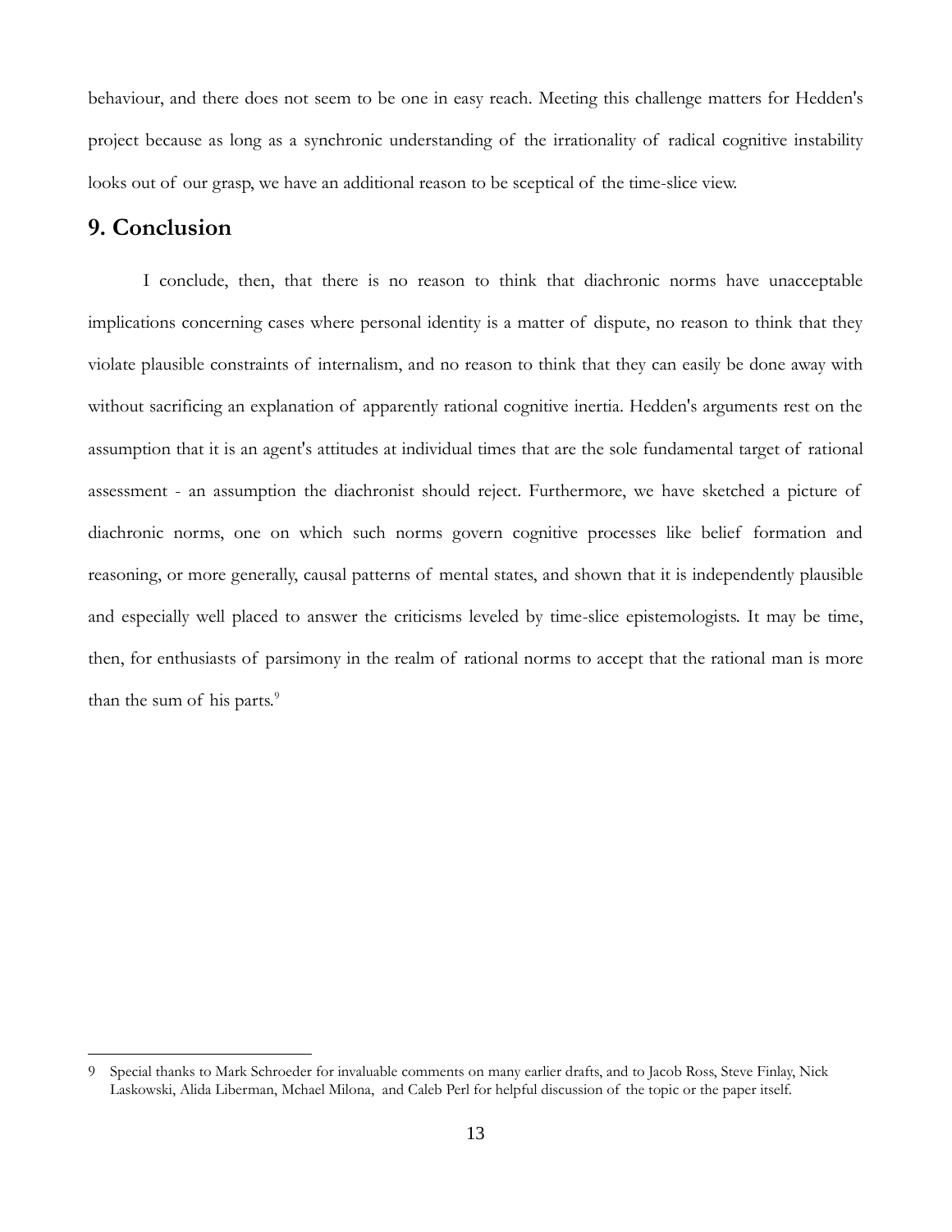behaviour, and there does not seem to be one in easy reach. Meeting this challenge matters for Hedden's project because as long as a synchronic understanding of the irrationality of radical cognitive instability looks out of our grasp, we have an additional reason to be sceptical of the time-slice view.

## 9. Conclusion

I conclude, then, that there is no reason to think that diachronic norms have unacceptable implications concerning cases where personal identity is a matter of dispute, no reason to think that they violate plausible constraints of internalism, and no reason to think that they can easily be done away with without sacrificing an explanation of apparently rational cognitive inertia. Hedden's arguments rest on the assumption that it is an agent's attitudes at individual times that are the sole fundamental target of rational assessment - an assumption the diachronist should reject. Furthermore, we have sketched a picture of diachronic norms, one on which such norms govern cognitive processes like belief formation and reasoning, or more generally, causal patterns of mental states, and shown that it is independently plausible and especially well placed to answer the criticisms leveled by time-slice epistemologists. It may be time, then, for enthusiasts of parsimony in the realm of rational norms to accept that the rational man is more than the sum of his parts.[9]

---

9 Special thanks to Mark Schroeder for invaluable comments on many earlier drafts, and to Jacob Ross, Steve Finlay, Nick Laskowski, Alida Liberman, Mchael Milona, and Caleb Perl for helpful discussion of the topic or the paper itself.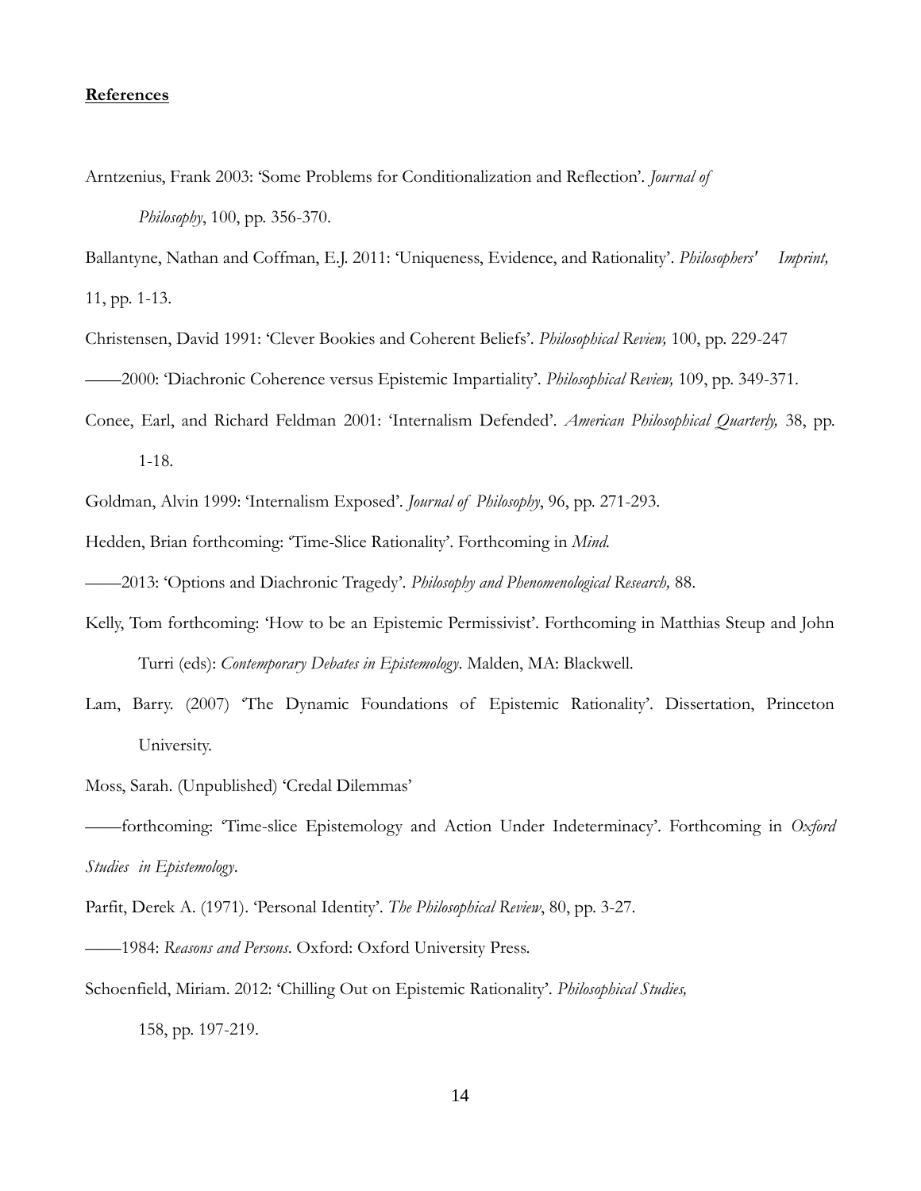**References**

Arntzenius, Frank 2003: 'Some Problems for Conditionalization and Reflection'. *Journal of Philosophy*, 100, pp. 356-370.

Ballantyne, Nathan and Coffman, E.J. 2011: 'Uniqueness, Evidence, and Rationality'. *Philosophers' Imprint,* 11, pp. 1-13.

Christensen, David 1991: 'Clever Bookies and Coherent Beliefs'. *Philosophical Review,* 100, pp. 229-247

——2000: 'Diachronic Coherence versus Epistemic Impartiality'. *Philosophical Review,* 109, pp. 349-371.

Conee, Earl, and Richard Feldman 2001: 'Internalism Defended'. *American Philosophical Quarterly,* 38, pp. 1-18.

Goldman, Alvin 1999: 'Internalism Exposed'. *Journal of Philosophy*, 96, pp. 271-293.

Hedden, Brian forthcoming: 'Time-Slice Rationality'. Forthcoming in *Mind.*

——2013: 'Options and Diachronic Tragedy'. *Philosophy and Phenomenological Research,* 88.

Kelly, Tom forthcoming: 'How to be an Epistemic Permissivist'. Forthcoming in Matthias Steup and John Turri (eds): *Contemporary Debates in Epistemology*. Malden, MA: Blackwell.

Lam, Barry. (2007) 'The Dynamic Foundations of Epistemic Rationality'. Dissertation, Princeton University.

Moss, Sarah. (Unpublished) 'Credal Dilemmas'

——forthcoming: 'Time-slice Epistemology and Action Under Indeterminacy'. Forthcoming in *Oxford Studies in Epistemology*.

Parfit, Derek A. (1971). 'Personal Identity'. *The Philosophical Review*, 80, pp. 3-27.

——1984: *Reasons and Persons*. Oxford: Oxford University Press.

Schoenfield, Miriam. 2012: 'Chilling Out on Epistemic Rationality'. *Philosophical Studies,* 158, pp. 197-219.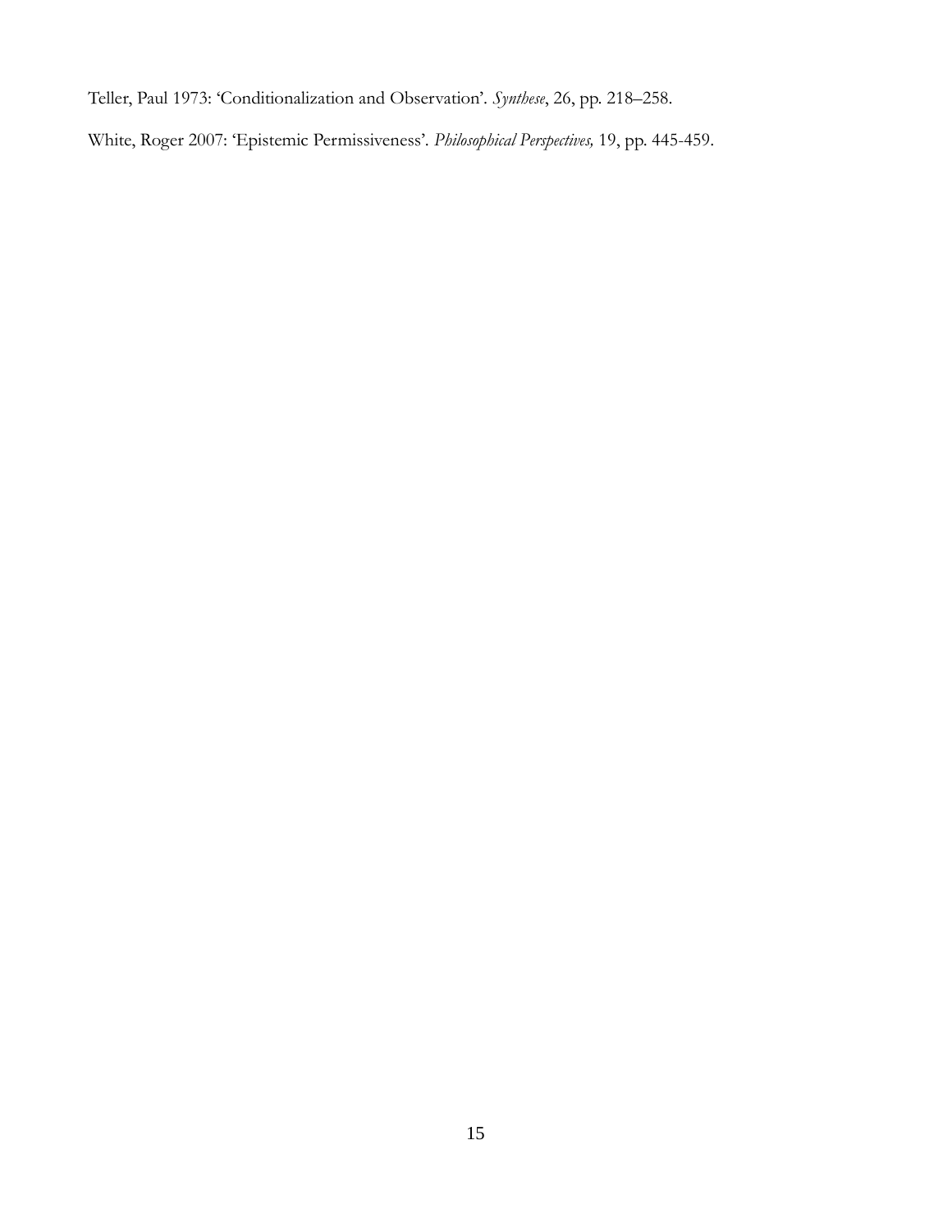Teller, Paul 1973: 'Conditionalization and Observation'. *Synthese*, 26, pp. 218–258.

White, Roger 2007: 'Epistemic Permissiveness'. *Philosophical Perspectives,* 19, pp. 445-459.